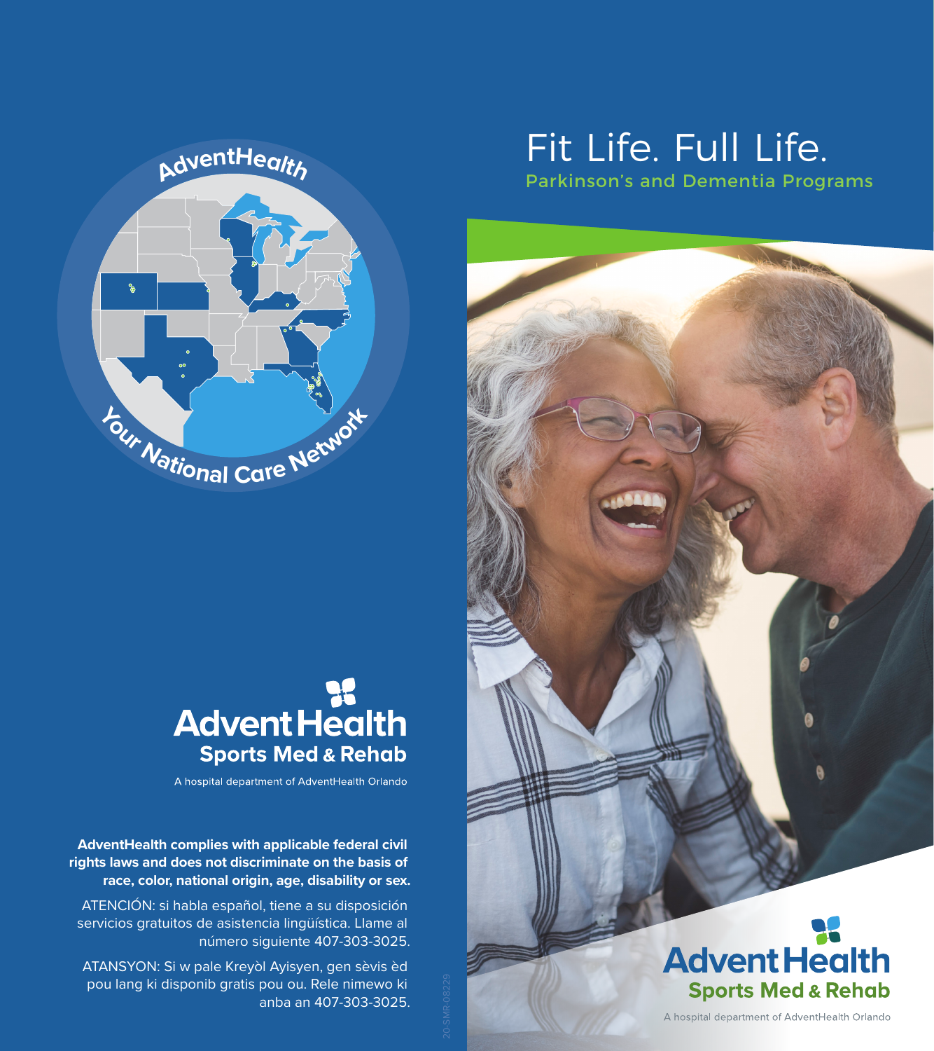# Fit Life. Full Life.

## Parkinson's and Dementia Programs

AdventHealth

Your National Care Network

**AdventHealth**
**Sports Med & Rehab**

A hospital department of AdventHealth Orlando

**AdventHealth complies with applicable federal civil rights laws and does not discriminate on the basis of race, color, national origin, age, disability or sex.**

ATENCIÓN: si habla español, tiene a su disposición servicios gratuitos de asistencia lingüística. Llame al número siguiente 407-303-3025.

ATANSYON: Si w pale Kreyòl Ayisyen, gen sèvis èd pou lang ki disponib gratis pou ou. Rele nimewo ki anba an 407-303-3025.

20-SMR-08229

**AdventHealth**
**Sports Med & Rehab**

A hospital department of AdventHealth Orlando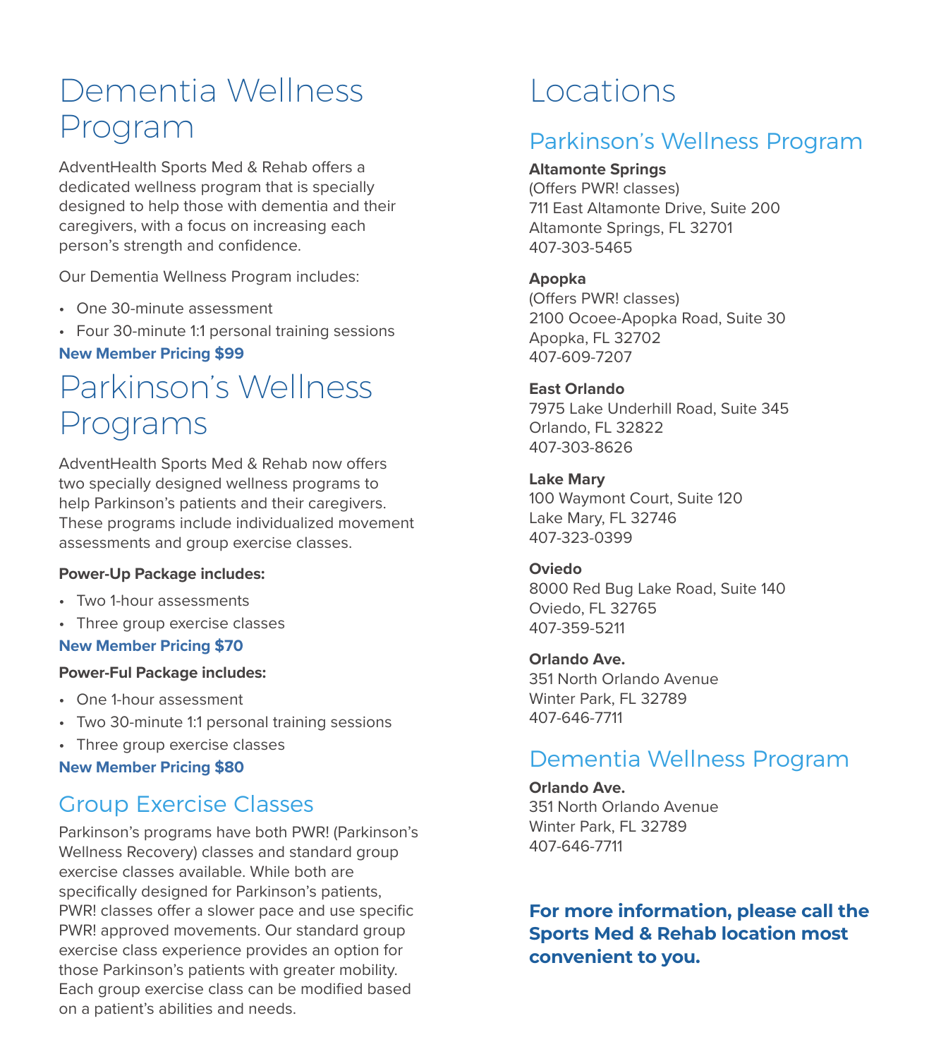# Dementia Wellness Program

AdventHealth Sports Med & Rehab offers a dedicated wellness program that is specially designed to help those with dementia and their caregivers, with a focus on increasing each person's strength and confidence.

Our Dementia Wellness Program includes:

- One 30-minute assessment
- Four 30-minute 1:1 personal training sessions

**New Member Pricing $99**

# Parkinson's Wellness Programs

AdventHealth Sports Med & Rehab now offers two specially designed wellness programs to help Parkinson's patients and their caregivers. These programs include individualized movement assessments and group exercise classes.

**Power-Up Package includes:**

- Two 1-hour assessments
- Three group exercise classes

**New Member Pricing $70**

**Power-Ful Package includes:**

- One 1-hour assessment
- Two 30-minute 1:1 personal training sessions
- Three group exercise classes

**New Member Pricing $80**

## Group Exercise Classes

Parkinson's programs have both PWR! (Parkinson's Wellness Recovery) classes and standard group exercise classes available. While both are specifically designed for Parkinson's patients, PWR! classes offer a slower pace and use specific PWR! approved movements. Our standard group exercise class experience provides an option for those Parkinson's patients with greater mobility. Each group exercise class can be modified based on a patient's abilities and needs.

# Locations

## Parkinson's Wellness Program

**Altamonte Springs**
(Offers PWR! classes)
711 East Altamonte Drive, Suite 200
Altamonte Springs, FL 32701
407-303-5465

**Apopka**
(Offers PWR! classes)
2100 Ocoee-Apopka Road, Suite 30
Apopka, FL 32702
407-609-7207

**East Orlando**
7975 Lake Underhill Road, Suite 345
Orlando, FL 32822
407-303-8626

**Lake Mary**
100 Waymont Court, Suite 120
Lake Mary, FL 32746
407-323-0399

**Oviedo**
8000 Red Bug Lake Road, Suite 140
Oviedo, FL 32765
407-359-5211

**Orlando Ave.**
351 North Orlando Avenue
Winter Park, FL 32789
407-646-7711

## Dementia Wellness Program

**Orlando Ave.**
351 North Orlando Avenue
Winter Park, FL 32789
407-646-7711

**For more information, please call the Sports Med & Rehab location most convenient to you.**